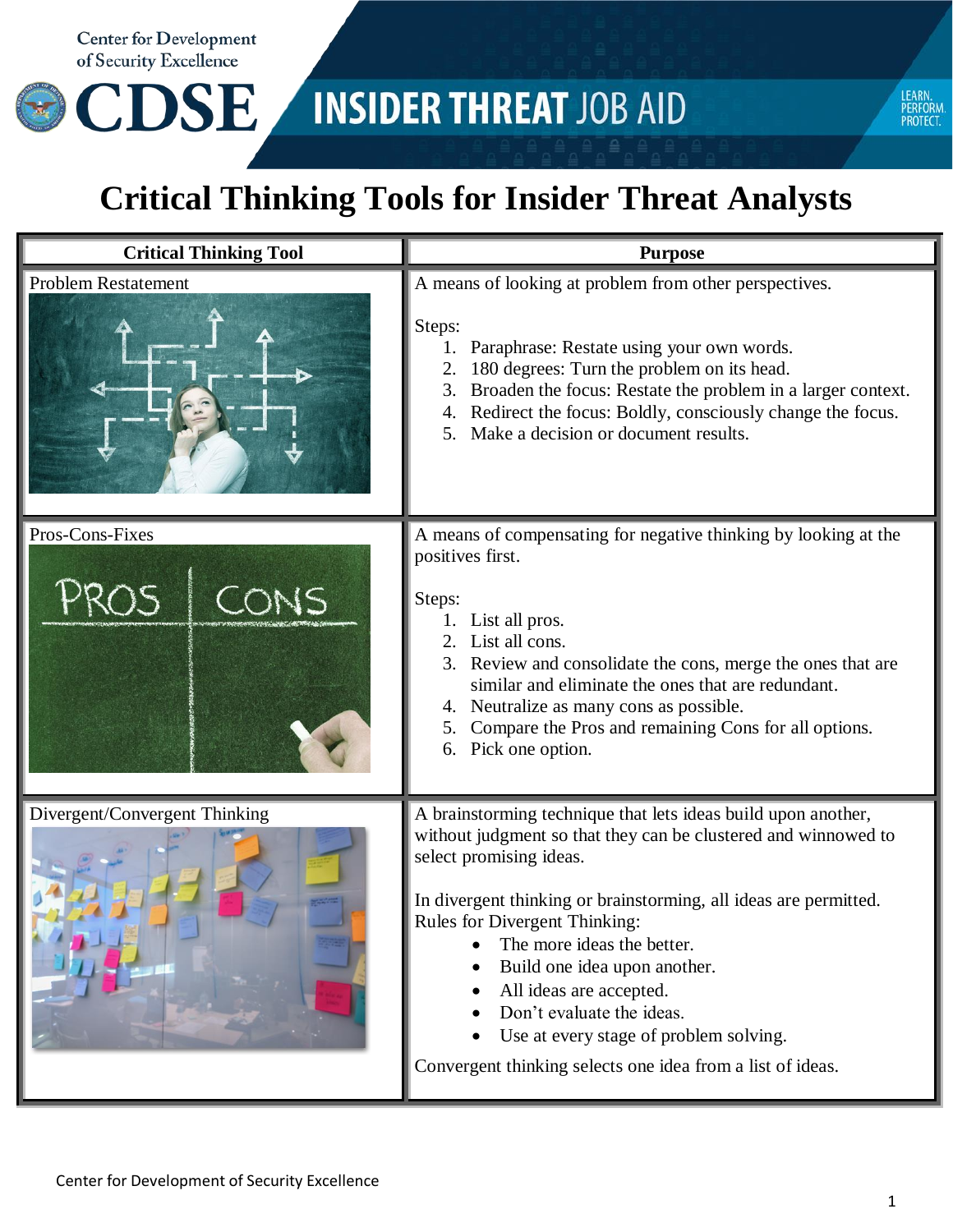# INSIDER THREAT JOB AID

# Critical Thinking Tools for Insider Threat Analysts

| Critical Thinking Tool | Purpose |
|---|---|
| Problem Restatement | A means of looking at problem from other perspectives.<br><br>Steps:<br>1. Paraphrase: Restate using your own words.<br>2. 180 degrees: Turn the problem on its head.<br>3. Broaden the focus: Restate the problem in a larger context.<br>4. Redirect the focus: Boldly, consciously change the focus.<br>5. Make a decision or document results. |
| Pros-Cons-Fixes | A means of compensating for negative thinking by looking at the positives first.<br><br>Steps:<br>1. List all pros.<br>2. List all cons.<br>3. Review and consolidate the cons, merge the ones that are similar and eliminate the ones that are redundant.<br>4. Neutralize as many cons as possible.<br>5. Compare the Pros and remaining Cons for all options.<br>6. Pick one option. |
| Divergent/Convergent Thinking | A brainstorming technique that lets ideas build upon another, without judgment so that they can be clustered and winnowed to select promising ideas.<br><br>In divergent thinking or brainstorming, all ideas are permitted. Rules for Divergent Thinking:<br>• The more ideas the better.<br>• Build one idea upon another.<br>• All ideas are accepted.<br>• Don't evaluate the ideas.<br>• Use at every stage of problem solving.<br><br>Convergent thinking selects one idea from a list of ideas. |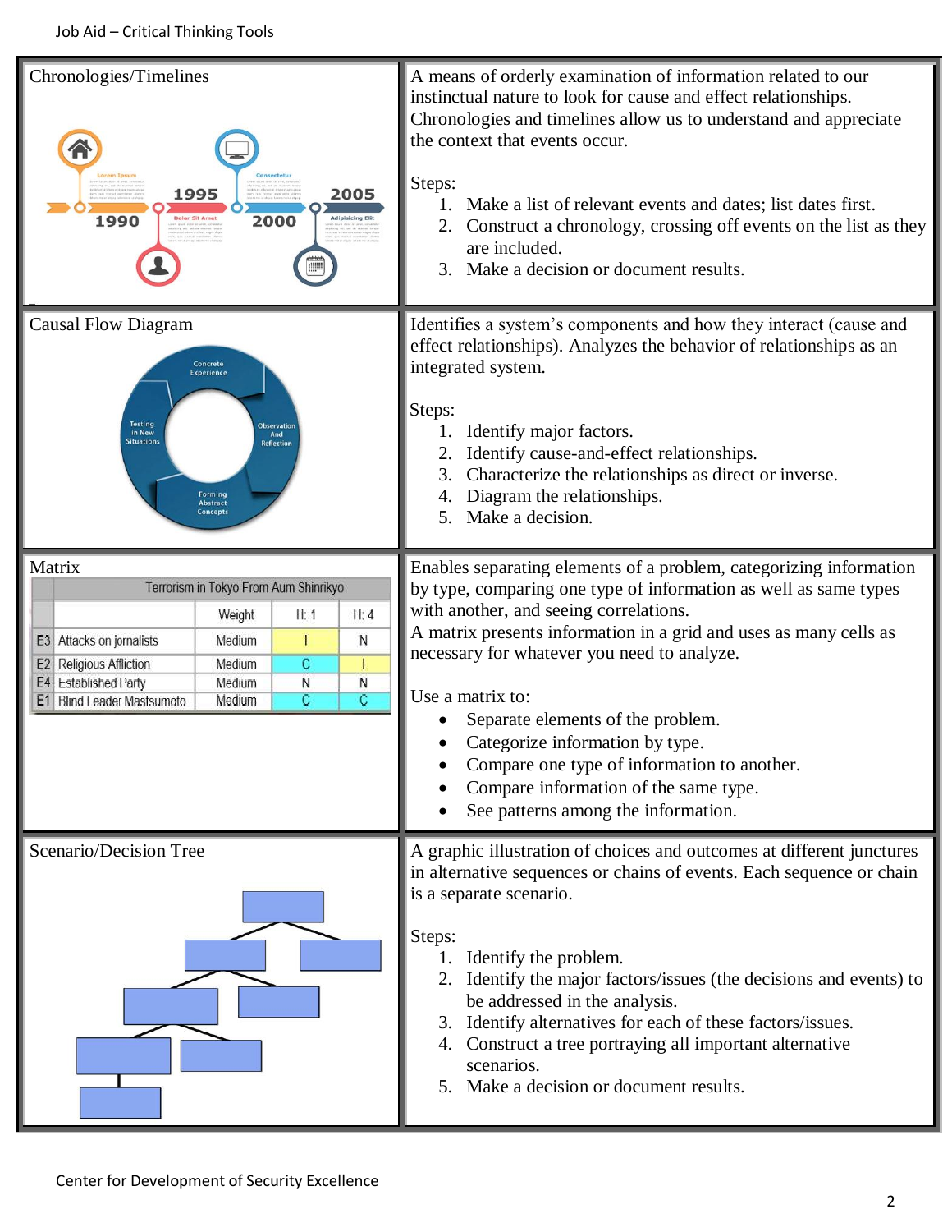## Chronologies/Timelines

A means of orderly examination of information related to our instinctual nature to look for cause and effect relationships. Chronologies and timelines allow us to understand and appreciate the context that events occur.

Steps:

1. Make a list of relevant events and dates; list dates first.
2. Construct a chronology, crossing off events on the list as they are included.
3. Make a decision or document results.

## Causal Flow Diagram

Identifies a system's components and how they interact (cause and effect relationships). Analyzes the behavior of relationships as an integrated system.

Steps:

1. Identify major factors.
2. Identify cause-and-effect relationships.
3. Characterize the relationships as direct or inverse.
4. Diagram the relationships.
5. Make a decision.

## Matrix

| Terrorism in Tokyo From Aum Shinrikyo | | | | |
|---|---|---|---|---|
| | | Weight | H: 1 | H: 4 |
| E3 | Attacks on jornalists | Medium | I | N |
| E2 | Religious Affliction | Medium | C | I |
| E4 | Established Party | Medium | N | N |
| E1 | Blind Leader Mastsumoto | Medium | C | C |

Enables separating elements of a problem, categorizing information by type, comparing one type of information as well as same types with another, and seeing correlations.

A matrix presents information in a grid and uses as many cells as necessary for whatever you need to analyze.

Use a matrix to:

- Separate elements of the problem.
- Categorize information by type.
- Compare one type of information to another.
- Compare information of the same type.
- See patterns among the information.

## Scenario/Decision Tree

A graphic illustration of choices and outcomes at different junctures in alternative sequences or chains of events. Each sequence or chain is a separate scenario.

Steps:

1. Identify the problem.
2. Identify the major factors/issues (the decisions and events) to be addressed in the analysis.
3. Identify alternatives for each of these factors/issues.
4. Construct a tree portraying all important alternative scenarios.
5. Make a decision or document results.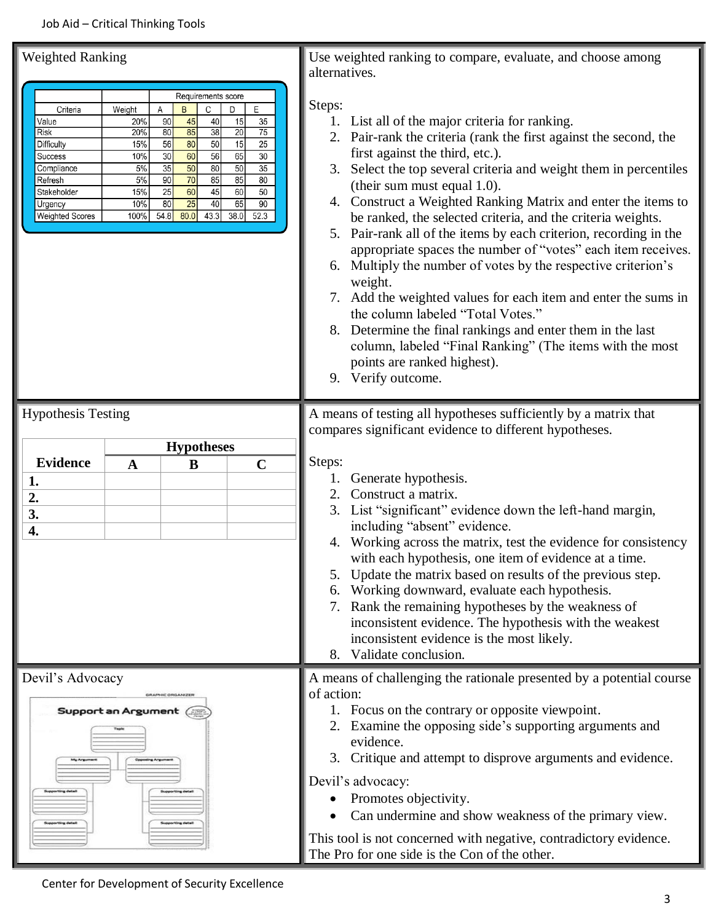## Weighted Ranking

| Criteria | Weight | Requirements score | | | | |
|---|---|---|---|---|---|---|
| | | A | B | C | D | E |
| Value | 20% | 90 | 45 | 40 | 15 | 35 |
| Risk | 20% | 80 | 85 | 38 | 20 | 75 |
| Difficulty | 15% | 56 | 80 | 50 | 15 | 25 |
| Success | 10% | 30 | 60 | 56 | 65 | 30 |
| Compliance | 5% | 35 | 50 | 80 | 50 | 35 |
| Refresh | 5% | 90 | 70 | 85 | 85 | 80 |
| Stakeholder | 15% | 25 | 60 | 45 | 60 | 50 |
| Urgency | 10% | 80 | 25 | 40 | 65 | 90 |
| Weighted Scores | 100% | 54.8 | 80.0 | 43.3 | 38.0 | 52.3 |

Use weighted ranking to compare, evaluate, and choose among alternatives.

Steps:

1. List all of the major criteria for ranking.
2. Pair-rank the criteria (rank the first against the second, the first against the third, etc.).
3. Select the top several criteria and weight them in percentiles (their sum must equal 1.0).
4. Construct a Weighted Ranking Matrix and enter the items to be ranked, the selected criteria, and the criteria weights.
5. Pair-rank all of the items by each criterion, recording in the appropriate spaces the number of "votes" each item receives.
6. Multiply the number of votes by the respective criterion's weight.
7. Add the weighted values for each item and enter the sums in the column labeled "Total Votes."
8. Determine the final rankings and enter them in the last column, labeled "Final Ranking" (The items with the most points are ranked highest).
9. Verify outcome.

## Hypothesis Testing

| Evidence | Hypotheses | | |
|---|---|---|---|
| | **A** | **B** | **C** |
| **1.** | | | |
| **2.** | | | |
| **3.** | | | |
| **4.** | | | |

A means of testing all hypotheses sufficiently by a matrix that compares significant evidence to different hypotheses.

Steps:

1. Generate hypothesis.
2. Construct a matrix.
3. List "significant" evidence down the left-hand margin, including "absent" evidence.
4. Working across the matrix, test the evidence for consistency with each hypothesis, one item of evidence at a time.
5. Update the matrix based on results of the previous step.
6. Working downward, evaluate each hypothesis.
7. Rank the remaining hypotheses by the weakness of inconsistent evidence. The hypothesis with the weakest inconsistent evidence is the most likely.
8. Validate conclusion.

## Devil's Advocacy

Graphic Organizer: **Support an Argument** — Topic; My Argument; Opposing Argument; Supporting detail; Supporting detail; Supporting detail; Supporting detail

A means of challenging the rationale presented by a potential course of action:

1. Focus on the contrary or opposite viewpoint.
2. Examine the opposing side's supporting arguments and evidence.
3. Critique and attempt to disprove arguments and evidence.

Devil's advocacy:

- Promotes objectivity.
- Can undermine and show weakness of the primary view.

This tool is not concerned with negative, contradictory evidence. The Pro for one side is the Con of the other.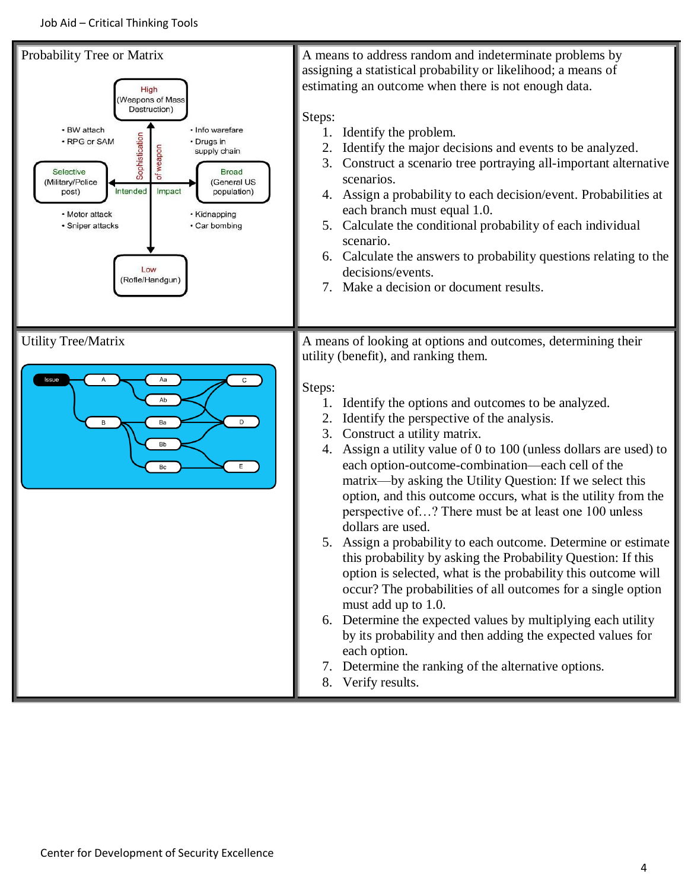| | |
|---|---|
| **Probability Tree or Matrix**<br><br>High (Weapons of Mass Destruction)<br>• BW attach<br>• RPG or SAM<br>• Info warefare<br>• Drugs in supply chain<br>Sophistication of weapon<br>Selective (Military/Police post)<br>Intended Impact<br>Broad (General US population)<br>• Motor attack<br>• Sniper attacks<br>• Kidnapping<br>• Car bombing<br>Low (Rofle/Handgun) | A means to address random and indeterminate problems by assigning a statistical probability or likelihood; a means of estimating an outcome when there is not enough data.<br><br>Steps:<br>1. Identify the problem.<br>2. Identify the major decisions and events to be analyzed.<br>3. Construct a scenario tree portraying all-important alternative scenarios.<br>4. Assign a probability to each decision/event. Probabilities at each branch must equal 1.0.<br>5. Calculate the conditional probability of each individual scenario.<br>6. Calculate the answers to probability questions relating to the decisions/events.<br>7. Make a decision or document results. |
| **Utility Tree/Matrix**<br><br>Issue<br>A<br>Aa<br>Ab<br>B<br>Ba<br>Bb<br>Bc<br>C<br>D<br>E | A means of looking at options and outcomes, determining their utility (benefit), and ranking them.<br><br>Steps:<br>1. Identify the options and outcomes to be analyzed.<br>2. Identify the perspective of the analysis.<br>3. Construct a utility matrix.<br>4. Assign a utility value of 0 to 100 (unless dollars are used) to each option-outcome-combination—each cell of the matrix—by asking the Utility Question: If we select this option, and this outcome occurs, what is the utility from the perspective of…? There must be at least one 100 unless dollars are used.<br>5. Assign a probability to each outcome. Determine or estimate this probability by asking the Probability Question: If this option is selected, what is the probability this outcome will occur? The probabilities of all outcomes for a single option must add up to 1.0.<br>6. Determine the expected values by multiplying each utility by its probability and then adding the expected values for each option.<br>7. Determine the ranking of the alternative options.<br>8. Verify results. |

Center for Development of Security Excellence